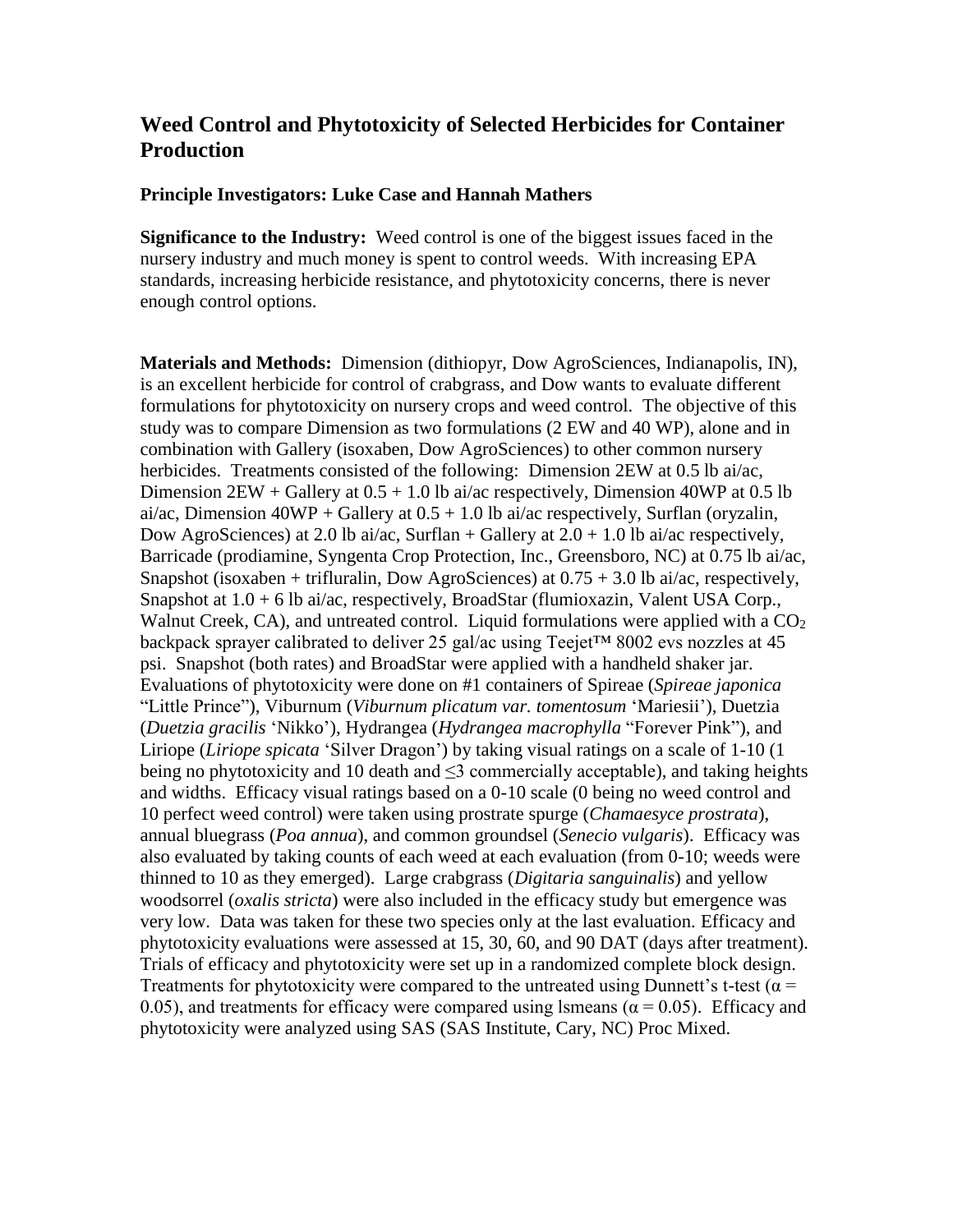# Weed Control and Phytotoxicity of Selected Herbicides for Container Production

**Principle Investigators: Luke Case and Hannah Mathers**

**Significance to the Industry:** Weed control is one of the biggest issues faced in the nursery industry and much money is spent to control weeds. With increasing EPA standards, increasing herbicide resistance, and phytotoxicity concerns, there is never enough control options.

**Materials and Methods:** Dimension (dithiopyr, Dow AgroSciences, Indianapolis, IN), is an excellent herbicide for control of crabgrass, and Dow wants to evaluate different formulations for phytotoxicity on nursery crops and weed control. The objective of this study was to compare Dimension as two formulations (2 EW and 40 WP), alone and in combination with Gallery (isoxaben, Dow AgroSciences) to other common nursery herbicides. Treatments consisted of the following: Dimension 2EW at 0.5 lb ai/ac, Dimension 2EW + Gallery at 0.5 + 1.0 lb ai/ac respectively, Dimension 40WP at 0.5 lb ai/ac, Dimension 40WP + Gallery at 0.5 + 1.0 lb ai/ac respectively, Surflan (oryzalin, Dow AgroSciences) at 2.0 lb ai/ac, Surflan + Gallery at 2.0 + 1.0 lb ai/ac respectively, Barricade (prodiamine, Syngenta Crop Protection, Inc., Greensboro, NC) at 0.75 lb ai/ac, Snapshot (isoxaben + trifluralin, Dow AgroSciences) at 0.75 + 3.0 lb ai/ac, respectively, Snapshot at 1.0 + 6 lb ai/ac, respectively, BroadStar (flumioxazin, Valent USA Corp., Walnut Creek, CA), and untreated control. Liquid formulations were applied with a $CO_2$ backpack sprayer calibrated to deliver 25 gal/ac using Teejet™ 8002 evs nozzles at 45 psi. Snapshot (both rates) and BroadStar were applied with a handheld shaker jar. Evaluations of phytotoxicity were done on #1 containers of Spireae (*Spireae japonica* "Little Prince"), Viburnum (*Viburnum plicatum var. tomentosum* 'Mariesii'), Duetzia (*Duetzia gracilis* 'Nikko'), Hydrangea (*Hydrangea macrophylla* "Forever Pink"), and Liriope (*Liriope spicata* 'Silver Dragon') by taking visual ratings on a scale of 1-10 (1 being no phytotoxicity and 10 death and $\leq 3$ commercially acceptable), and taking heights and widths. Efficacy visual ratings based on a 0-10 scale (0 being no weed control and 10 perfect weed control) were taken using prostrate spurge (*Chamaesyce prostrata*), annual bluegrass (*Poa annua*), and common groundsel (*Senecio vulgaris*). Efficacy was also evaluated by taking counts of each weed at each evaluation (from 0-10; weeds were thinned to 10 as they emerged). Large crabgrass (*Digitaria sanguinalis*) and yellow woodsorrel (*oxalis stricta*) were also included in the efficacy study but emergence was very low. Data was taken for these two species only at the last evaluation. Efficacy and phytotoxicity evaluations were assessed at 15, 30, 60, and 90 DAT (days after treatment). Trials of efficacy and phytotoxicity were set up in a randomized complete block design. Treatments for phytotoxicity were compared to the untreated using Dunnett's t-test ($\alpha = 0.05$), and treatments for efficacy were compared using lsmeans ($\alpha = 0.05$). Efficacy and phytotoxicity were analyzed using SAS (SAS Institute, Cary, NC) Proc Mixed.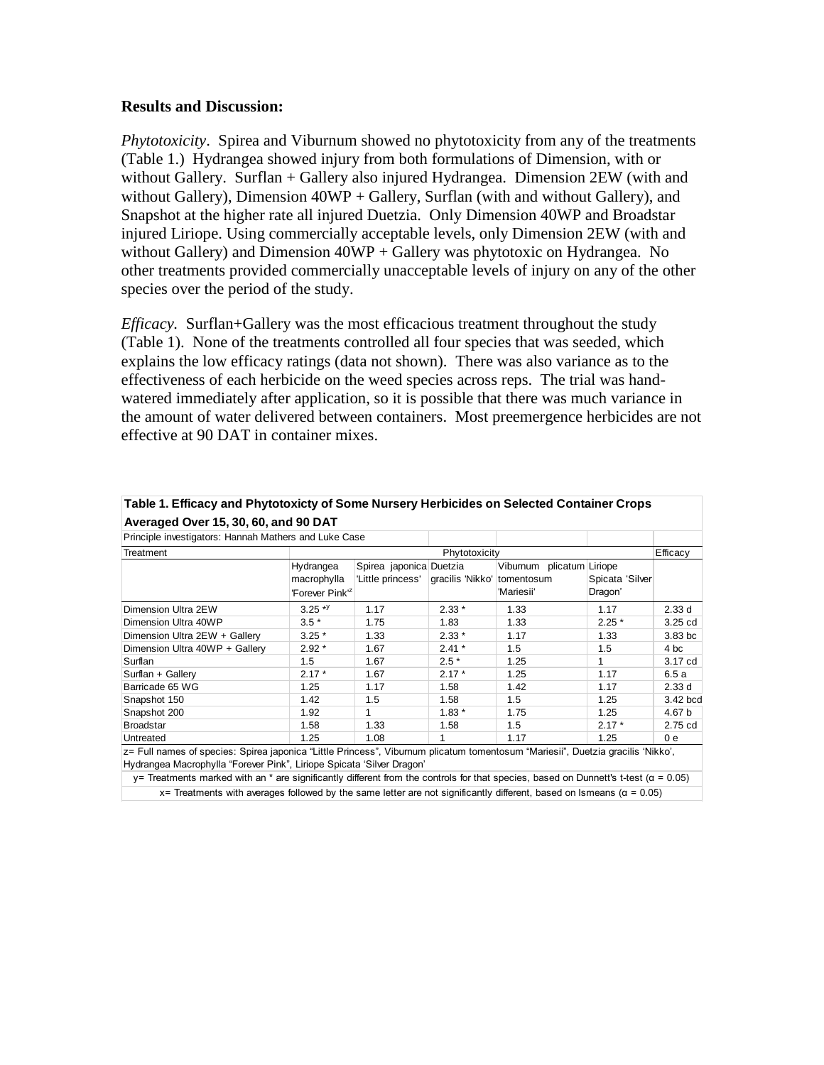**Results and Discussion:**

*Phytotoxicity*. Spirea and Viburnum showed no phytotoxicity from any of the treatments (Table 1.) Hydrangea showed injury from both formulations of Dimension, with or without Gallery. Surflan + Gallery also injured Hydrangea. Dimension 2EW (with and without Gallery), Dimension 40WP + Gallery, Surflan (with and without Gallery), and Snapshot at the higher rate all injured Duetzia. Only Dimension 40WP and Broadstar injured Liriope. Using commercially acceptable levels, only Dimension 2EW (with and without Gallery) and Dimension 40WP + Gallery was phytotoxic on Hydrangea. No other treatments provided commercially unacceptable levels of injury on any of the other species over the period of the study.

*Efficacy.* Surflan+Gallery was the most efficacious treatment throughout the study (Table 1). None of the treatments controlled all four species that was seeded, which explains the low efficacy ratings (data not shown). There was also variance as to the effectiveness of each herbicide on the weed species across reps. The trial was hand-watered immediately after application, so it is possible that there was much variance in the amount of water delivered between containers. Most preemergence herbicides are not effective at 90 DAT in container mixes.

**Table 1. Efficacy and Phytotoxicty of Some Nursery Herbicides on Selected Container Crops Averaged Over 15, 30, 60, and 90 DAT**

Principle investigators: Hannah Mathers and Luke Case

| Treatment | Phytotoxicity | | | | | Efficacy |
|---|---|---|---|---|---|---|
| | Hydrangea macrophylla 'Forever Pink'[z] | Spirea japonica 'Little princess' | Duetzia gracilis 'Nikko' | Viburnum plicatum tomentosum 'Mariesii' | Liriope Spicata 'Silver Dragon' | |
| Dimension Ultra 2EW | 3.25 *[y] | 1.17 | 2.33 * | 1.33 | 1.17 | 2.33 d |
| Dimension Ultra 40WP | 3.5 * | 1.75 | 1.83 | 1.33 | 2.25 * | 3.25 cd |
| Dimension Ultra 2EW + Gallery | 3.25 * | 1.33 | 2.33 * | 1.17 | 1.33 | 3.83 bc |
| Dimension Ultra 40WP + Gallery | 2.92 * | 1.67 | 2.41 * | 1.5 | 1.5 | 4 bc |
| Surflan | 1.5 | 1.67 | 2.5 * | 1.25 | 1 | 3.17 cd |
| Surflan + Gallery | 2.17 * | 1.67 | 2.17 * | 1.25 | 1.17 | 6.5 a |
| Barricade 65 WG | 1.25 | 1.17 | 1.58 | 1.42 | 1.17 | 2.33 d |
| Snapshot 150 | 1.42 | 1.5 | 1.58 | 1.5 | 1.25 | 3.42 bcd |
| Snapshot 200 | 1.92 | 1 | 1.83 * | 1.75 | 1.25 | 4.67 b |
| Broadstar | 1.58 | 1.33 | 1.58 | 1.5 | 2.17 * | 2.75 cd |
| Untreated | 1.25 | 1.08 | 1 | 1.17 | 1.25 | 0 e |

z= Full names of species: Spirea japonica "Little Princess", Viburnum plicatum tomentosum "Mariesii", Duetzia gracilis 'Nikko', Hydrangea Macrophylla "Forever Pink", Liriope Spicata 'Silver Dragon'

y= Treatments marked with an * are significantly different from the controls for that species, based on Dunnett's t-test ($\alpha = 0.05$)

x= Treatments with averages followed by the same letter are not significantly different, based on lsmeans ($\alpha = 0.05$)